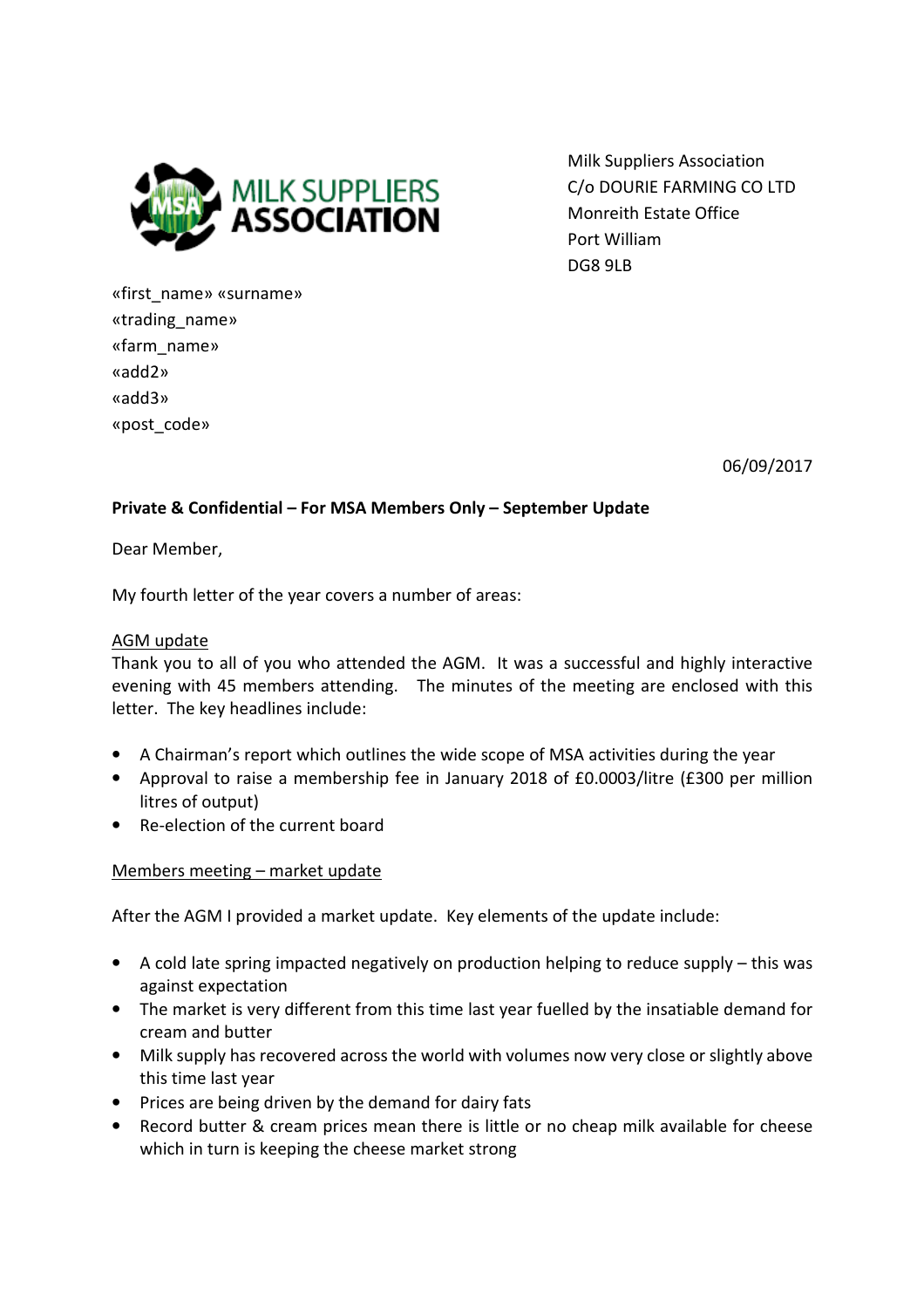Milk Suppliers Association
C/o DOURIE FARMING CO LTD
Monreith Estate Office
Port William
DG8 9LB

«first_name» «surname»
«trading_name»
«farm_name»
«add2»
«add3»
«post_code»

06/09/2017

**Private & Confidential – For MSA Members Only – September Update**

Dear Member,

My fourth letter of the year covers a number of areas:

<u>AGM update</u>

Thank you to all of you who attended the AGM. It was a successful and highly interactive evening with 45 members attending. The minutes of the meeting are enclosed with this letter. The key headlines include:

- A Chairman's report which outlines the wide scope of MSA activities during the year
- Approval to raise a membership fee in January 2018 of £0.0003/litre (£300 per million litres of output)
- Re-election of the current board

<u>Members meeting – market update</u>

After the AGM I provided a market update. Key elements of the update include:

- A cold late spring impacted negatively on production helping to reduce supply – this was against expectation
- The market is very different from this time last year fuelled by the insatiable demand for cream and butter
- Milk supply has recovered across the world with volumes now very close or slightly above this time last year
- Prices are being driven by the demand for dairy fats
- Record butter & cream prices mean there is little or no cheap milk available for cheese which in turn is keeping the cheese market strong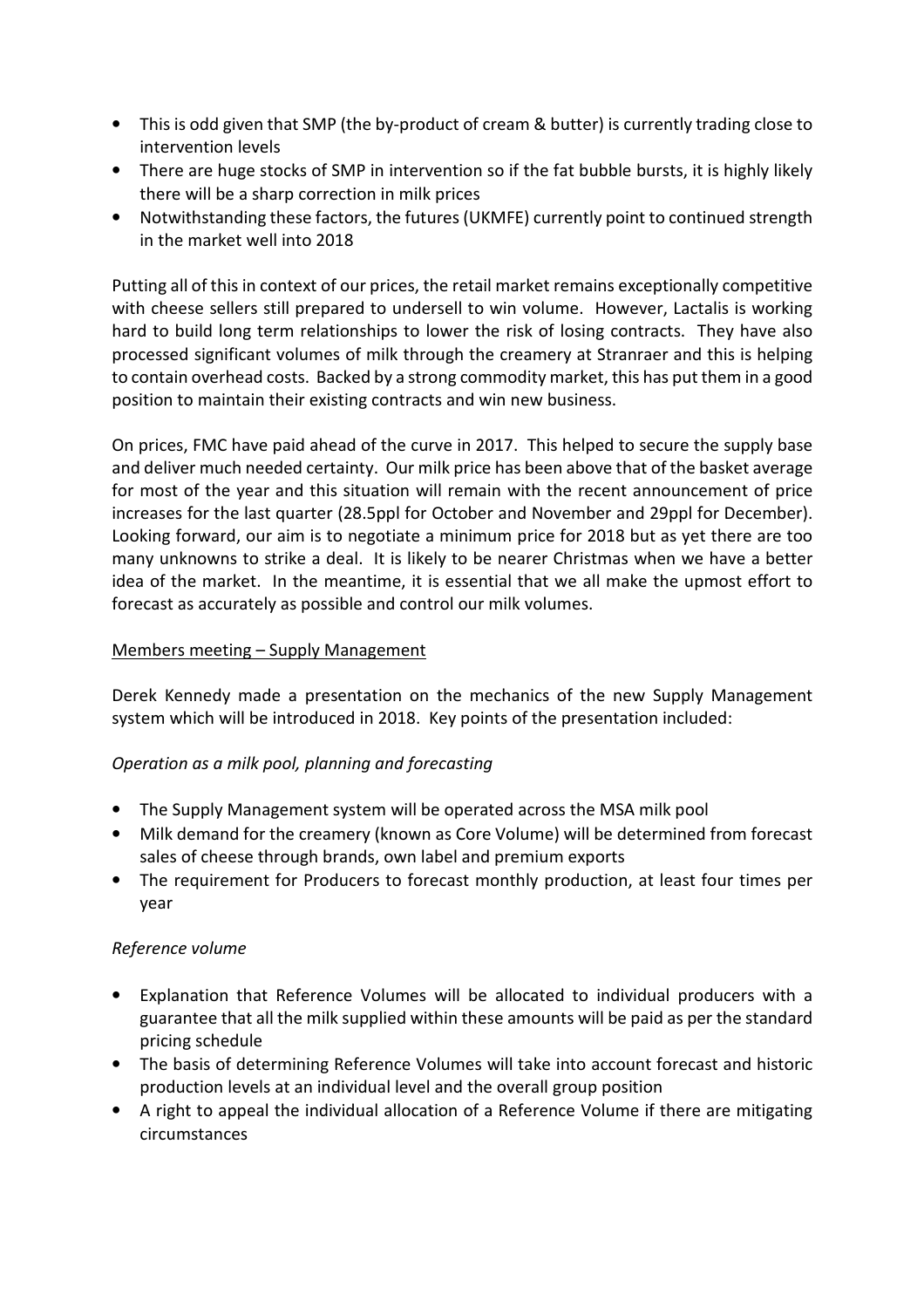- This is odd given that SMP (the by-product of cream & butter) is currently trading close to intervention levels
- There are huge stocks of SMP in intervention so if the fat bubble bursts, it is highly likely there will be a sharp correction in milk prices
- Notwithstanding these factors, the futures (UKMFE) currently point to continued strength in the market well into 2018

Putting all of this in context of our prices, the retail market remains exceptionally competitive with cheese sellers still prepared to undersell to win volume. However, Lactalis is working hard to build long term relationships to lower the risk of losing contracts. They have also processed significant volumes of milk through the creamery at Stranraer and this is helping to contain overhead costs. Backed by a strong commodity market, this has put them in a good position to maintain their existing contracts and win new business.

On prices, FMC have paid ahead of the curve in 2017. This helped to secure the supply base and deliver much needed certainty. Our milk price has been above that of the basket average for most of the year and this situation will remain with the recent announcement of price increases for the last quarter (28.5ppl for October and November and 29ppl for December). Looking forward, our aim is to negotiate a minimum price for 2018 but as yet there are too many unknowns to strike a deal. It is likely to be nearer Christmas when we have a better idea of the market. In the meantime, it is essential that we all make the upmost effort to forecast as accurately as possible and control our milk volumes.

<u>Members meeting – Supply Management</u>

Derek Kennedy made a presentation on the mechanics of the new Supply Management system which will be introduced in 2018. Key points of the presentation included:

*Operation as a milk pool, planning and forecasting*

- The Supply Management system will be operated across the MSA milk pool
- Milk demand for the creamery (known as Core Volume) will be determined from forecast sales of cheese through brands, own label and premium exports
- The requirement for Producers to forecast monthly production, at least four times per year

*Reference volume*

- Explanation that Reference Volumes will be allocated to individual producers with a guarantee that all the milk supplied within these amounts will be paid as per the standard pricing schedule
- The basis of determining Reference Volumes will take into account forecast and historic production levels at an individual level and the overall group position
- A right to appeal the individual allocation of a Reference Volume if there are mitigating circumstances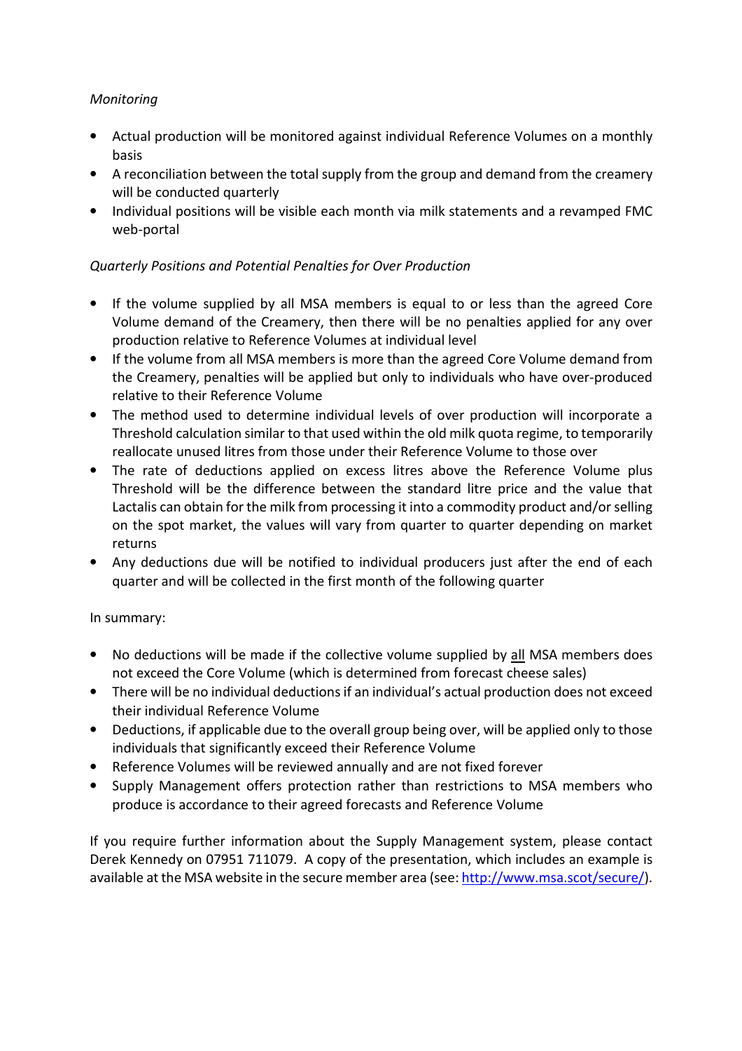*Monitoring*

- Actual production will be monitored against individual Reference Volumes on a monthly basis
- A reconciliation between the total supply from the group and demand from the creamery will be conducted quarterly
- Individual positions will be visible each month via milk statements and a revamped FMC web-portal

*Quarterly Positions and Potential Penalties for Over Production*

- If the volume supplied by all MSA members is equal to or less than the agreed Core Volume demand of the Creamery, then there will be no penalties applied for any over production relative to Reference Volumes at individual level
- If the volume from all MSA members is more than the agreed Core Volume demand from the Creamery, penalties will be applied but only to individuals who have over-produced relative to their Reference Volume
- The method used to determine individual levels of over production will incorporate a Threshold calculation similar to that used within the old milk quota regime, to temporarily reallocate unused litres from those under their Reference Volume to those over
- The rate of deductions applied on excess litres above the Reference Volume plus Threshold will be the difference between the standard litre price and the value that Lactalis can obtain for the milk from processing it into a commodity product and/or selling on the spot market, the values will vary from quarter to quarter depending on market returns
- Any deductions due will be notified to individual producers just after the end of each quarter and will be collected in the first month of the following quarter

In summary:

- No deductions will be made if the collective volume supplied by <u>all</u> MSA members does not exceed the Core Volume (which is determined from forecast cheese sales)
- There will be no individual deductions if an individual's actual production does not exceed their individual Reference Volume
- Deductions, if applicable due to the overall group being over, will be applied only to those individuals that significantly exceed their Reference Volume
- Reference Volumes will be reviewed annually and are not fixed forever
- Supply Management offers protection rather than restrictions to MSA members who produce is accordance to their agreed forecasts and Reference Volume

If you require further information about the Supply Management system, please contact Derek Kennedy on 07951 711079. A copy of the presentation, which includes an example is available at the MSA website in the secure member area (see: [http://www.msa.scot/secure/](http://www.msa.scot/secure/)).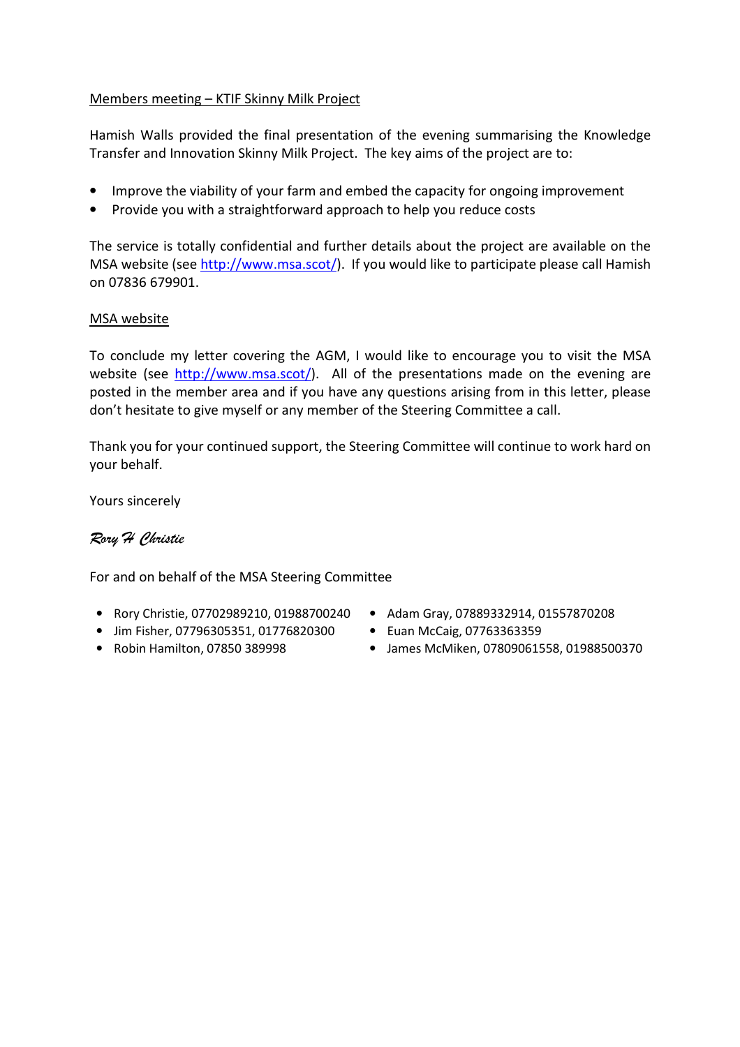<u>Members meeting – KTIF Skinny Milk Project</u>

Hamish Walls provided the final presentation of the evening summarising the Knowledge Transfer and Innovation Skinny Milk Project. The key aims of the project are to:

- Improve the viability of your farm and embed the capacity for ongoing improvement
- Provide you with a straightforward approach to help you reduce costs

The service is totally confidential and further details about the project are available on the MSA website (see http://www.msa.scot/). If you would like to participate please call Hamish on 07836 679901.

<u>MSA website</u>

To conclude my letter covering the AGM, I would like to encourage you to visit the MSA website (see http://www.msa.scot/). All of the presentations made on the evening are posted in the member area and if you have any questions arising from in this letter, please don't hesitate to give myself or any member of the Steering Committee a call.

Thank you for your continued support, the Steering Committee will continue to work hard on your behalf.

Yours sincerely

*Rory H Christie*

For and on behalf of the MSA Steering Committee

- Rory Christie, 07702989210, 01988700240
- Jim Fisher, 07796305351, 01776820300
- Robin Hamilton, 07850 389998
- Adam Gray, 07889332914, 01557870208
- Euan McCaig, 07763363359
- James McMiken, 07809061558, 01988500370